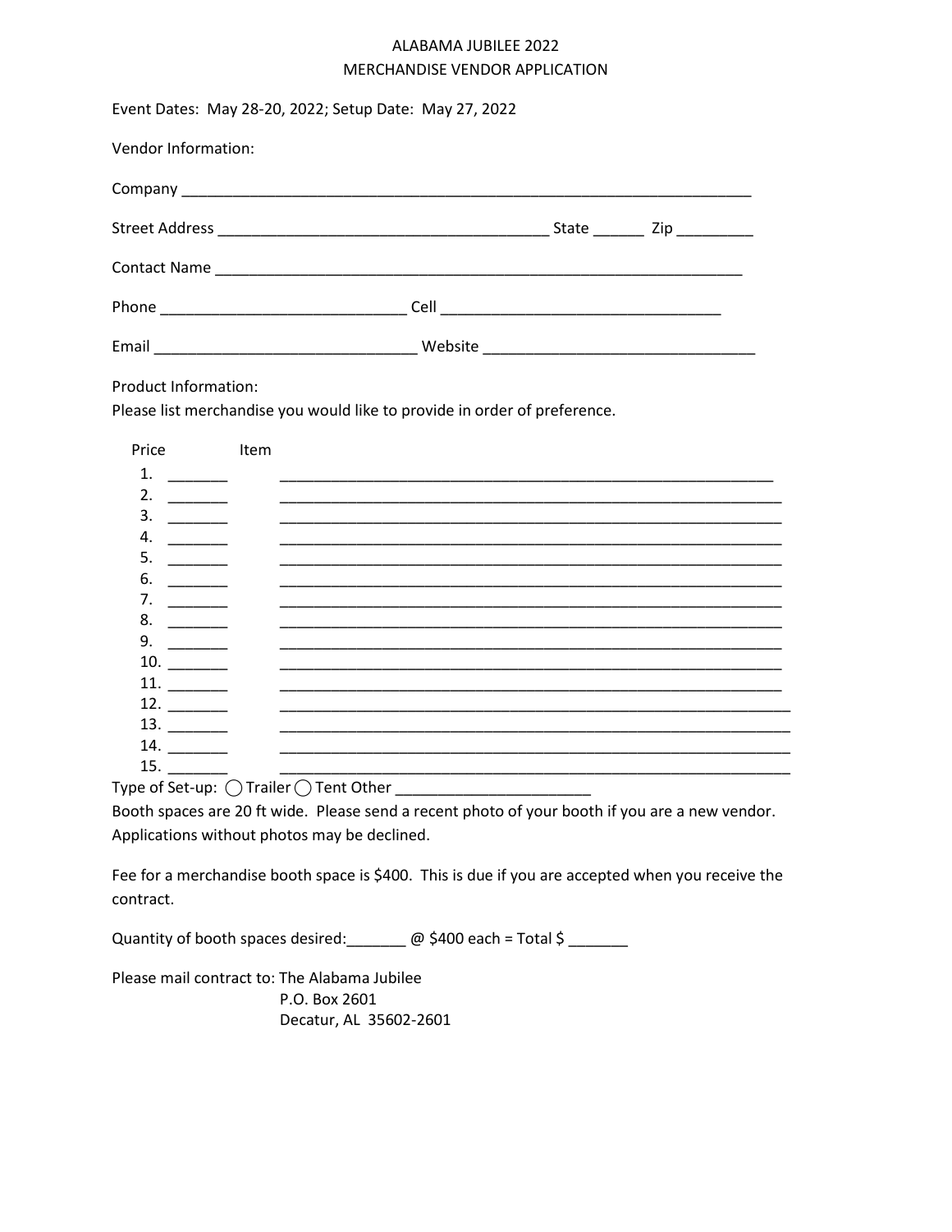# ALABAMA JUBILEE 2022
## MERCHANDISE VENDOR APPLICATION

Event Dates: May 28-20, 2022; Setup Date: May 27, 2022

Vendor Information:

Company ______________________________________________________________________

Street Address ________________________________________ State ______ Zip _________

Contact Name _________________________________________________________________

Phone _____________________________ Cell _________________________________

Email _______________________________ Website _______________________________

Product Information:
Please list merchandise you would like to provide in order of preference.

| | Price | Item |
|---|---|---|
| 1. | _______ | ____________________________________________________________ |
| 2. | _______ | _____________________________________________________________ |
| 3. | _______ | _____________________________________________________________ |
| 4. | _______ | _____________________________________________________________ |
| 5. | _______ | _____________________________________________________________ |
| 6. | _______ | _____________________________________________________________ |
| 7. | _______ | _____________________________________________________________ |
| 8. | _______ | _____________________________________________________________ |
| 9. | _______ | _____________________________________________________________ |
| 10. | _______ | _____________________________________________________________ |
| 11. | _______ | _____________________________________________________________ |
| 12. | _______ | ______________________________________________________________ |
| 13. | _______ | ______________________________________________________________ |
| 14. | _______ | ______________________________________________________________ |
| 15. | _______ | ______________________________________________________________ |

Type of Set-up: ◯ Trailer ◯ Tent Other _______________________

Booth spaces are 20 ft wide. Please send a recent photo of your booth if you are a new vendor. Applications without photos may be declined.

Fee for a merchandise booth space is $400. This is due if you are accepted when you receive the contract.

Quantity of booth spaces desired:_______ @ $400 each = Total $ _______

Please mail contract to: The Alabama Jubilee
P.O. Box 2601
Decatur, AL 35602-2601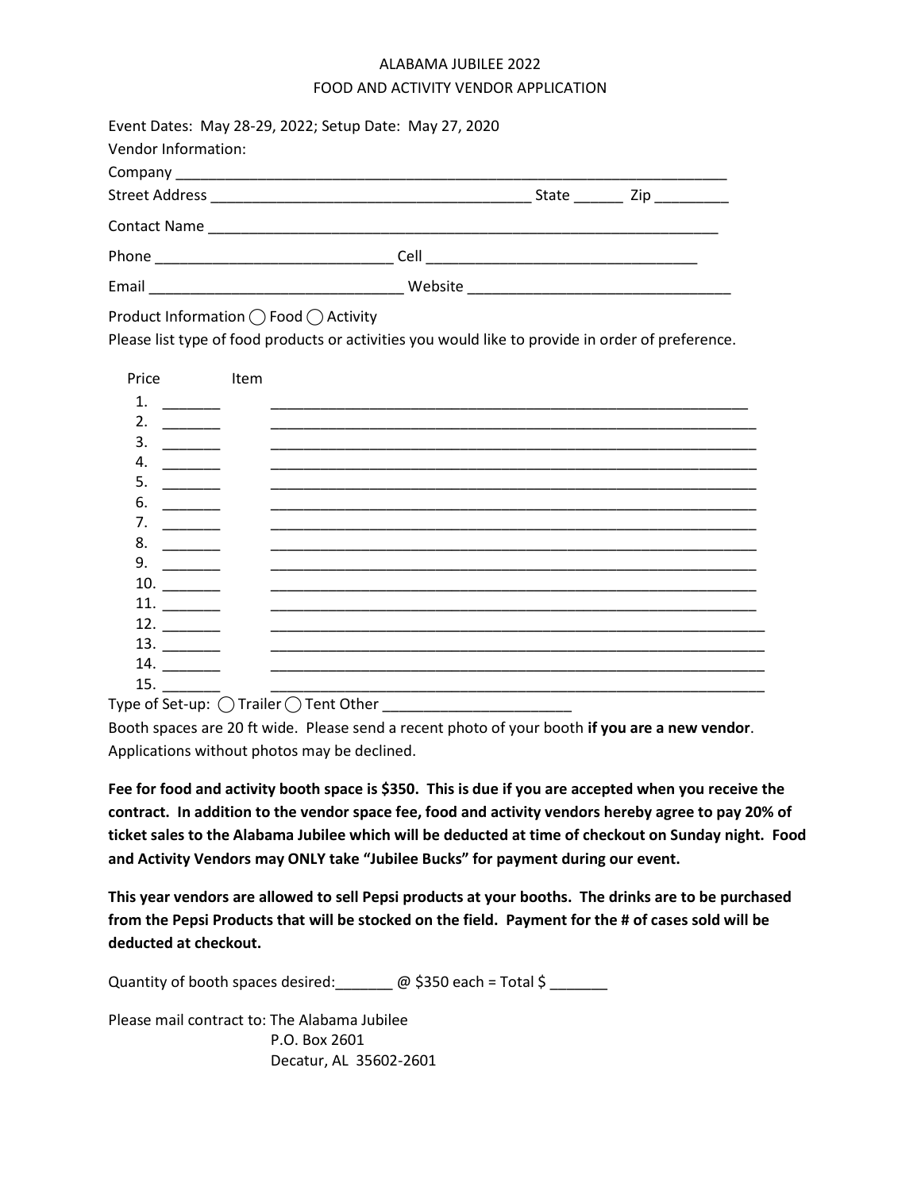# ALABAMA JUBILEE 2022
## FOOD AND ACTIVITY VENDOR APPLICATION

Event Dates: May 28-29, 2022; Setup Date: May 27, 2020

Vendor Information:

Company ____________________________________________________________________

Street Address ________________________________________ State ______ Zip _________

Contact Name _______________________________________________________________

Phone ____________________________ Cell ________________________________

Email ______________________________ Website ________________________________

Product Information ◯ Food ◯ Activity

Please list type of food products or activities you would like to provide in order of preference.

| Price | Item |
|---|---|
| 1. _______ | ____________________________________________________________ |
| 2. _______ | ____________________________________________________________ |
| 3. _______ | ____________________________________________________________ |
| 4. _______ | ____________________________________________________________ |
| 5. _______ | ____________________________________________________________ |
| 6. _______ | ____________________________________________________________ |
| 7. _______ | ____________________________________________________________ |
| 8. _______ | ____________________________________________________________ |
| 9. _______ | ____________________________________________________________ |
| 10. _______ | ____________________________________________________________ |
| 11. _______ | ____________________________________________________________ |
| 12. _______ | ____________________________________________________________ |
| 13. _______ | ____________________________________________________________ |
| 14. _______ | ____________________________________________________________ |
| 15. _______ | ____________________________________________________________ |

Type of Set-up: ◯ Trailer ◯ Tent Other _______________________

Booth spaces are 20 ft wide. Please send a recent photo of your booth **if you are a new vendor**. Applications without photos may be declined.

**Fee for food and activity booth space is $350. This is due if you are accepted when you receive the contract. In addition to the vendor space fee, food and activity vendors hereby agree to pay 20% of ticket sales to the Alabama Jubilee which will be deducted at time of checkout on Sunday night. Food and Activity Vendors may ONLY take "Jubilee Bucks" for payment during our event.**

**This year vendors are allowed to sell Pepsi products at your booths. The drinks are to be purchased from the Pepsi Products that will be stocked on the field. Payment for the # of cases sold will be deducted at checkout.**

Quantity of booth spaces desired:_______ @ $350 each = Total $ _______

Please mail contract to: The Alabama Jubilee
P.O. Box 2601
Decatur, AL 35602-2601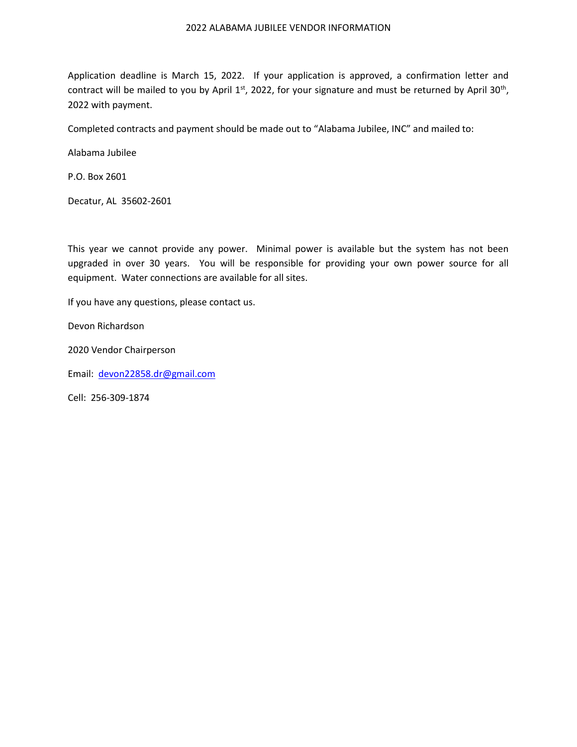Application deadline is March 15, 2022. If your application is approved, a confirmation letter and contract will be mailed to you by April 1st, 2022, for your signature and must be returned by April 30th, 2022 with payment.

Completed contracts and payment should be made out to "Alabama Jubilee, INC" and mailed to:

Alabama Jubilee

P.O. Box 2601

Decatur, AL 35602-2601

This year we cannot provide any power. Minimal power is available but the system has not been upgraded in over 30 years. You will be responsible for providing your own power source for all equipment. Water connections are available for all sites.

If you have any questions, please contact us.

Devon Richardson

2020 Vendor Chairperson

Email: devon22858.dr@gmail.com

Cell: 256-309-1874